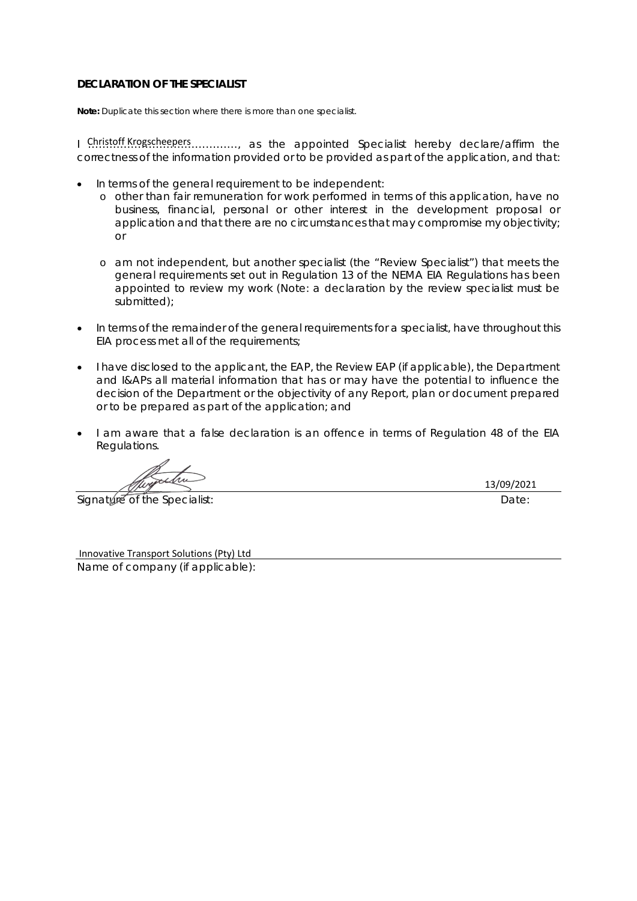**DECLARATION OF THE SPECIALIST**

**Note:** Duplicate this section where there is more than one specialist.

I Christoff Krogscheepers…………, as the appointed Specialist hereby declare/affirm the correctness of the information provided or to be provided as part of the application, and that:

- In terms of the general requirement to be independent:
  - other than fair remuneration for work performed in terms of this application, have no business, financial, personal or other interest in the development proposal or application and that there are no circumstances that may compromise my objectivity; or
  - am not independent, but another specialist (the "Review Specialist") that meets the general requirements set out in Regulation 13 of the NEMA EIA Regulations has been appointed to review my work (Note: a declaration by the review specialist must be submitted);
- In terms of the remainder of the general requirements for a specialist, have throughout this EIA process met all of the requirements;
- I have disclosed to the applicant, the EAP, the Review EAP (if applicable), the Department and I&APs all material information that has or may have the potential to influence the decision of the Department or the objectivity of any Report, plan or document prepared or to be prepared as part of the application; and
- I am aware that a false declaration is an offence in terms of Regulation 48 of the EIA Regulations.

13/09/2021

Signature of the Specialist: Date:

Innovative Transport Solutions (Pty) Ltd

Name of company (if applicable):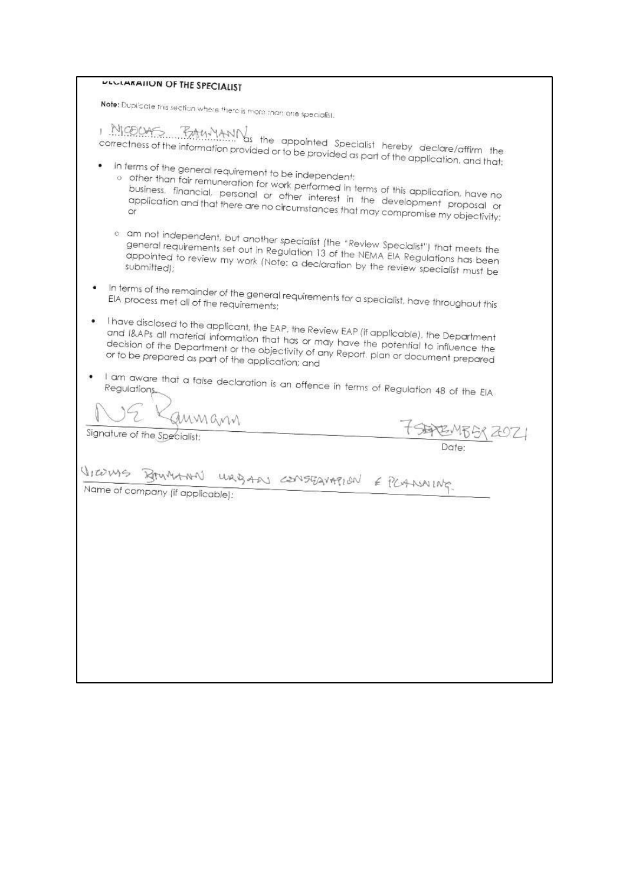## DECLARATION OF THE SPECIALIST

**Note:** Duplicate this section where there is more than one specialist.

I NICOLAS BAUMANN as the appointed Specialist hereby declare/affirm the correctness of the information provided or to be provided as part of the application, and that:

- In terms of the general requirement to be independent:
  - other than fair remuneration for work performed in terms of this application, have no business, financial, personal or other interest in the development proposal or application and that there are no circumstances that may compromise my objectivity; or
  - am not independent, but another specialist (the "Review Specialist") that meets the general requirements set out in Regulation 13 of the NEMA EIA Regulations has been appointed to review my work (Note: a declaration by the review specialist must be submitted);
- In terms of the remainder of the general requirements for a specialist, have throughout this EIA process met all of the requirements;
- I have disclosed to the applicant, the EAP, the Review EAP (if applicable), the Department and I&APs all material information that has or may have the potential to influence the decision of the Department or the objectivity of any Report, plan or document prepared or to be prepared as part of the application; and
- I am aware that a false declaration is an offence in terms of Regulation 48 of the EIA Regulations.

N E Baumann

Signature of the Specialist:

7 SEPTEMBER 2021

Date:

NICOLAS BAUMANN URBAN CONSERVATION & PLANNING

Name of company (if applicable):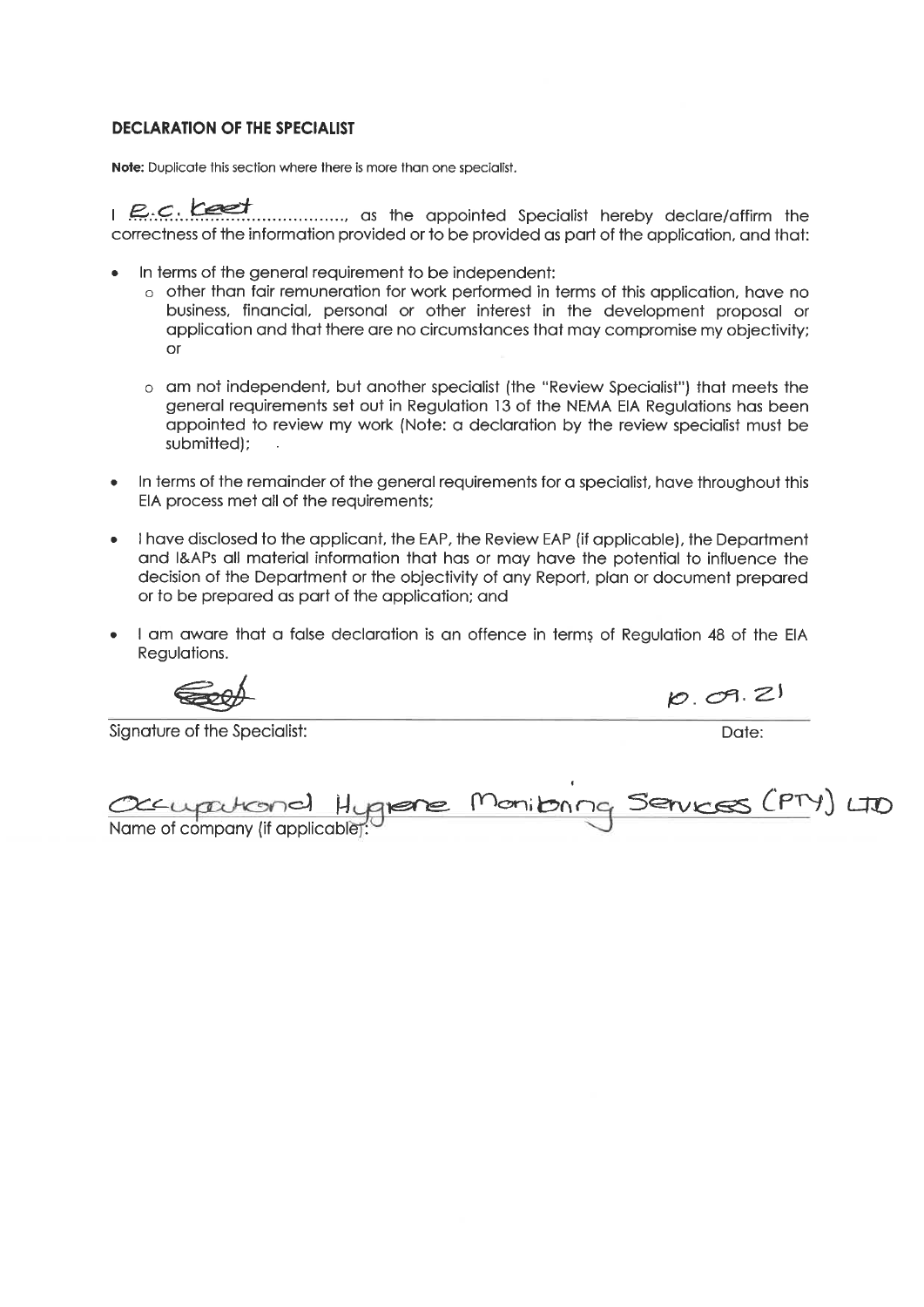**DECLARATION OF THE SPECIALIST**

**Note:** Duplicate this section where there is more than one specialist.

I E.C. Keet ..................., as the appointed Specialist hereby declare/affirm the correctness of the information provided or to be provided as part of the application, and that:

- In terms of the general requirement to be independent:
  - other than fair remuneration for work performed in terms of this application, have no business, financial, personal or other interest in the development proposal or application and that there are no circumstances that may compromise my objectivity; or
  - am not independent, but another specialist (the "Review Specialist") that meets the general requirements set out in Regulation 13 of the NEMA EIA Regulations has been appointed to review my work (Note: a declaration by the review specialist must be submitted);
- In terms of the remainder of the general requirements for a specialist, have throughout this EIA process met all of the requirements;
- I have disclosed to the applicant, the EAP, the Review EAP (if applicable), the Department and I&APs all material information that has or may have the potential to influence the decision of the Department or the objectivity of any Report, plan or document prepared or to be prepared as part of the application; and
- I am aware that a false declaration is an offence in terms of Regulation 48 of the EIA Regulations.

Signature of the Specialist: [signature]

Date: 10.09.21

Name of company (if applicable): Occupational Hygiene Monitoring Services (PTY) LTD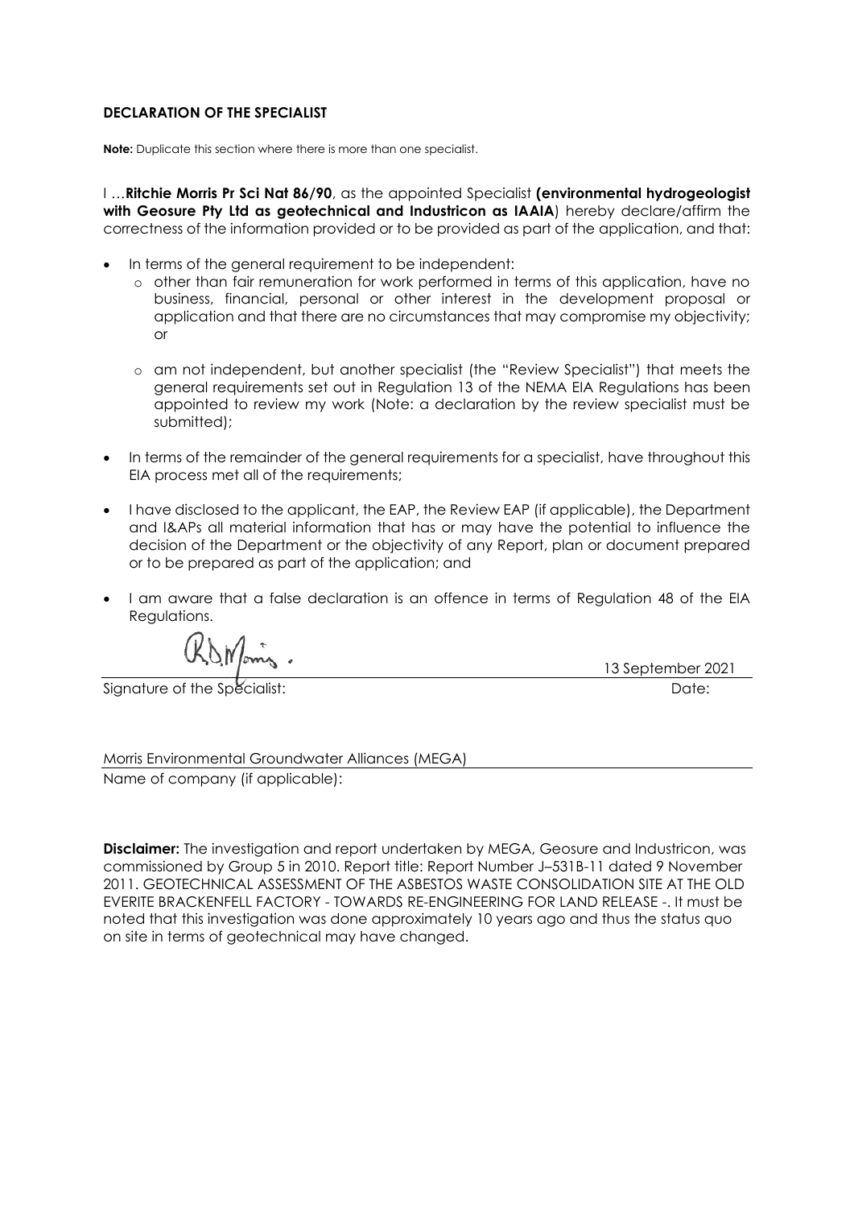**DECLARATION OF THE SPECIALIST**

**Note:** Duplicate this section where there is more than one specialist.

I …**Ritchie Morris Pr Sci Nat 86/90**, as the appointed Specialist **(environmental hydrogeologist with Geosure Pty Ltd as geotechnical and Industricon as IAAIA**) hereby declare/affirm the correctness of the information provided or to be provided as part of the application, and that:

- In terms of the general requirement to be independent:
  - other than fair remuneration for work performed in terms of this application, have no business, financial, personal or other interest in the development proposal or application and that there are no circumstances that may compromise my objectivity; or
  - am not independent, but another specialist (the "Review Specialist") that meets the general requirements set out in Regulation 13 of the NEMA EIA Regulations has been appointed to review my work (Note: a declaration by the review specialist must be submitted);
- In terms of the remainder of the general requirements for a specialist, have throughout this EIA process met all of the requirements;
- I have disclosed to the applicant, the EAP, the Review EAP (if applicable), the Department and I&APs all material information that has or may have the potential to influence the decision of the Department or the objectivity of any Report, plan or document prepared or to be prepared as part of the application; and
- I am aware that a false declaration is an offence in terms of Regulation 48 of the EIA Regulations.

| Signature of the Specialist: | Date: 13 September 2021 |
|---|---|

Name of company (if applicable): Morris Environmental Groundwater Alliances (MEGA)

**Disclaimer:** The investigation and report undertaken by MEGA, Geosure and Industricon, was commissioned by Group 5 in 2010. Report title: Report Number J–531B-11 dated 9 November 2011. GEOTECHNICAL ASSESSMENT OF THE ASBESTOS WASTE CONSOLIDATION SITE AT THE OLD EVERITE BRACKENFELL FACTORY - TOWARDS RE-ENGINEERING FOR LAND RELEASE -. It must be noted that this investigation was done approximately 10 years ago and thus the status quo on site in terms of geotechnical may have changed.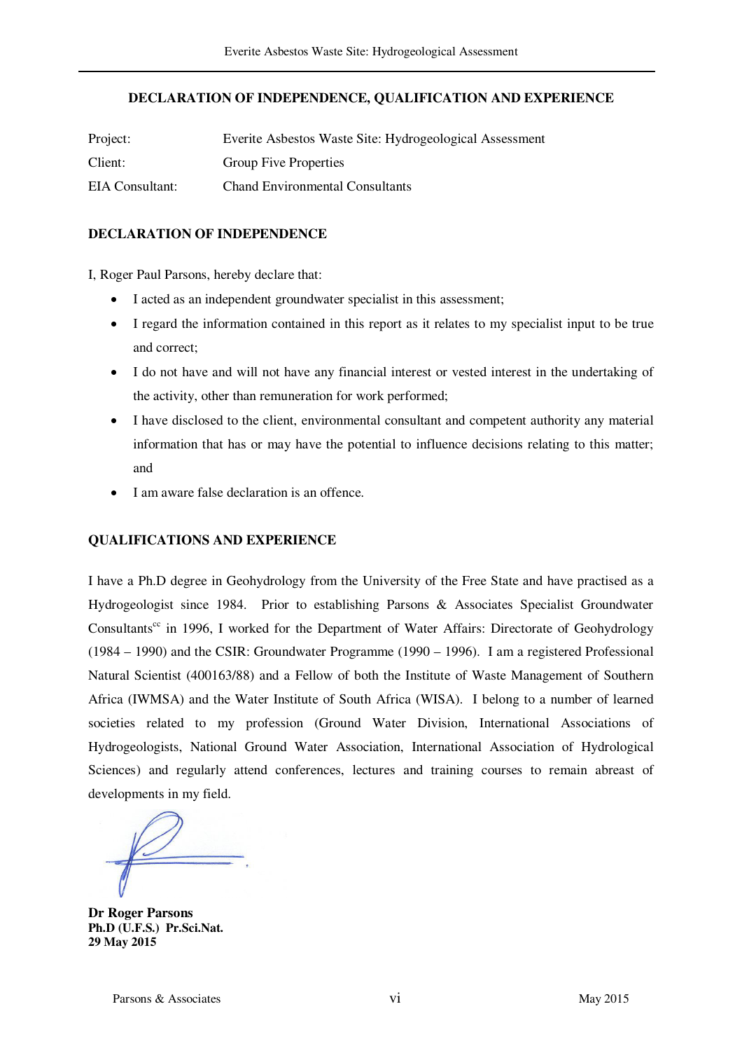## DECLARATION OF INDEPENDENCE, QUALIFICATION AND EXPERIENCE

| | |
|---|---|
| Project: | Everite Asbestos Waste Site: Hydrogeological Assessment |
| Client: | Group Five Properties |
| EIA Consultant: | Chand Environmental Consultants |

### DECLARATION OF INDEPENDENCE

I, Roger Paul Parsons, hereby declare that:

- I acted as an independent groundwater specialist in this assessment;
- I regard the information contained in this report as it relates to my specialist input to be true and correct;
- I do not have and will not have any financial interest or vested interest in the undertaking of the activity, other than remuneration for work performed;
- I have disclosed to the client, environmental consultant and competent authority any material information that has or may have the potential to influence decisions relating to this matter; and
- I am aware false declaration is an offence.

### QUALIFICATIONS AND EXPERIENCE

I have a Ph.D degree in Geohydrology from the University of the Free State and have practised as a Hydrogeologist since 1984. Prior to establishing Parsons & Associates Specialist Groundwater Consultants[cc] in 1996, I worked for the Department of Water Affairs: Directorate of Geohydrology (1984 – 1990) and the CSIR: Groundwater Programme (1990 – 1996). I am a registered Professional Natural Scientist (400163/88) and a Fellow of both the Institute of Waste Management of Southern Africa (IWMSA) and the Water Institute of South Africa (WISA). I belong to a number of learned societies related to my profession (Ground Water Division, International Associations of Hydrogeologists, National Ground Water Association, International Association of Hydrological Sciences) and regularly attend conferences, lectures and training courses to remain abreast of developments in my field.

**Dr Roger Parsons**
**Ph.D (U.F.S.) Pr.Sci.Nat.**
**29 May 2015**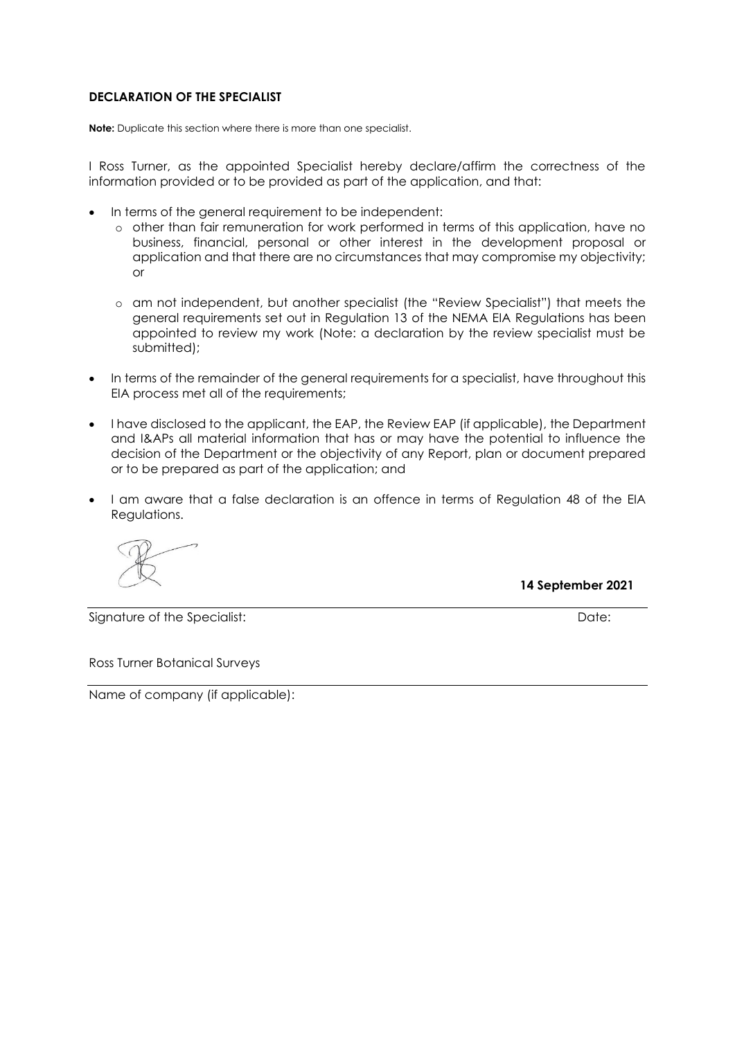**DECLARATION OF THE SPECIALIST**

**Note:** Duplicate this section where there is more than one specialist.

I Ross Turner, as the appointed Specialist hereby declare/affirm the correctness of the information provided or to be provided as part of the application, and that:

- In terms of the general requirement to be independent:
  - other than fair remuneration for work performed in terms of this application, have no business, financial, personal or other interest in the development proposal or application and that there are no circumstances that may compromise my objectivity; or
  - am not independent, but another specialist (the "Review Specialist") that meets the general requirements set out in Regulation 13 of the NEMA EIA Regulations has been appointed to review my work (Note: a declaration by the review specialist must be submitted);
- In terms of the remainder of the general requirements for a specialist, have throughout this EIA process met all of the requirements;
- I have disclosed to the applicant, the EAP, the Review EAP (if applicable), the Department and I&APs all material information that has or may have the potential to influence the decision of the Department or the objectivity of any Report, plan or document prepared or to be prepared as part of the application; and
- I am aware that a false declaration is an offence in terms of Regulation 48 of the EIA Regulations.

**14 September 2021**

Signature of the Specialist: Date:

Ross Turner Botanical Surveys

Name of company (if applicable):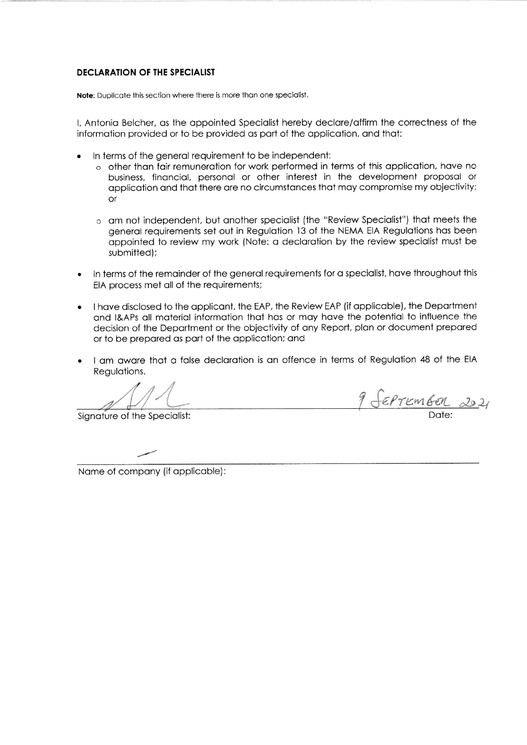**DECLARATION OF THE SPECIALIST**

**Note:** Duplicate this section where there is more than one specialist.

I, Antonia Belcher, as the appointed Specialist hereby declare/affirm the correctness of the information provided or to be provided as part of the application, and that:

- In terms of the general requirement to be independent:
  - other than fair remuneration for work performed in terms of this application, have no business, financial, personal or other interest in the development proposal or application and that there are no circumstances that may compromise my objectivity; or
  - am not independent, but another specialist (the "Review Specialist") that meets the general requirements set out in Regulation 13 of the NEMA EIA Regulations has been appointed to review my work (Note: a declaration by the review specialist must be submitted);
- In terms of the remainder of the general requirements for a specialist, have throughout this EIA process met all of the requirements;
- I have disclosed to the applicant, the EAP, the Review EAP (if applicable), the Department and I&APs all material information that has or may have the potential to influence the decision of the Department or the objectivity of any Report, plan or document prepared or to be prepared as part of the application; and
- I am aware that a false declaration is an offence in terms of Regulation 48 of the EIA Regulations.

Signature of the Specialist:

Date: 9 September 2021

Name of company (if applicable):